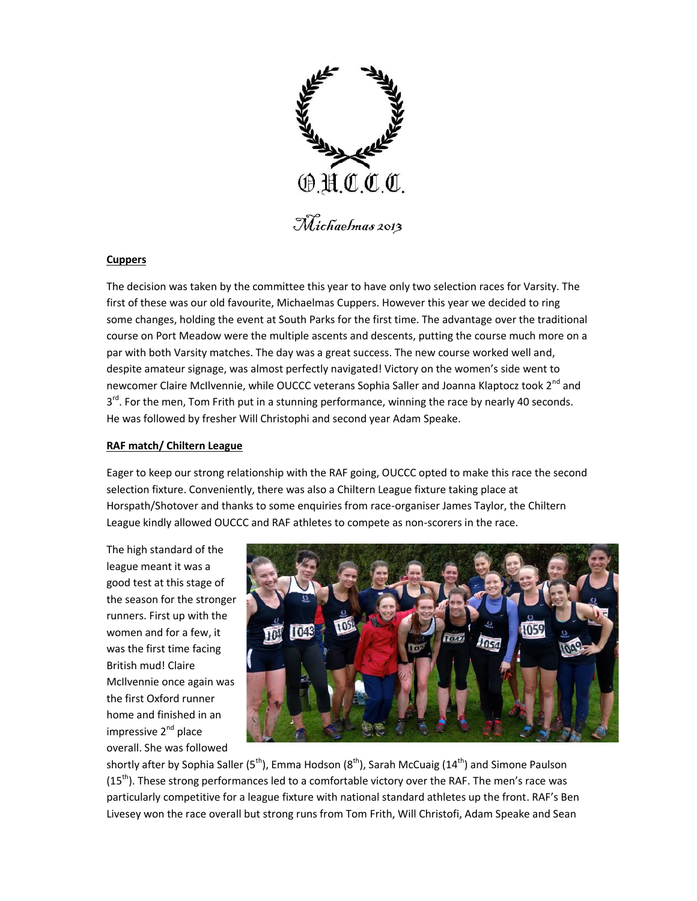O.U.C.C.C.

*Michaelmas 2013*

**Cuppers**

The decision was taken by the committee this year to have only two selection races for Varsity. The first of these was our old favourite, Michaelmas Cuppers. However this year we decided to ring some changes, holding the event at South Parks for the first time. The advantage over the traditional course on Port Meadow were the multiple ascents and descents, putting the course much more on a par with both Varsity matches. The day was a great success. The new course worked well and, despite amateur signage, was almost perfectly navigated! Victory on the women's side went to newcomer Claire McIlvennie, while OUCCC veterans Sophia Saller and Joanna Klaptocz took 2nd and 3rd. For the men, Tom Frith put in a stunning performance, winning the race by nearly 40 seconds. He was followed by fresher Will Christophi and second year Adam Speake.

**RAF match/ Chiltern League**

Eager to keep our strong relationship with the RAF going, OUCCC opted to make this race the second selection fixture. Conveniently, there was also a Chiltern League fixture taking place at Horspath/Shotover and thanks to some enquiries from race-organiser James Taylor, the Chiltern League kindly allowed OUCCC and RAF athletes to compete as non-scorers in the race.

The high standard of the league meant it was a good test at this stage of the season for the stronger runners. First up with the women and for a few, it was the first time facing British mud! Claire McIlvennie once again was the first Oxford runner home and finished in an impressive 2nd place overall. She was followed shortly after by Sophia Saller (5th), Emma Hodson (8th), Sarah McCuaig (14th) and Simone Paulson (15th). These strong performances led to a comfortable victory over the RAF. The men's race was particularly competitive for a league fixture with national standard athletes up the front. RAF's Ben Livesey won the race overall but strong runs from Tom Frith, Will Christofi, Adam Speake and Sean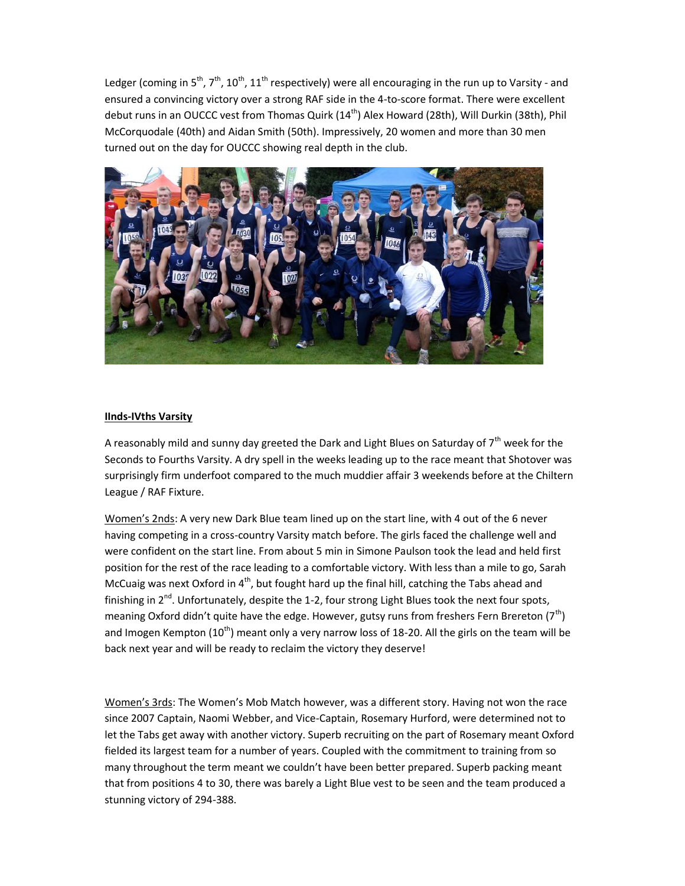Ledger (coming in 5th, 7th, 10th, 11th respectively) were all encouraging in the run up to Varsity - and ensured a convincing victory over a strong RAF side in the 4-to-score format. There were excellent debut runs in an OUCCC vest from Thomas Quirk (14th) Alex Howard (28th), Will Durkin (38th), Phil McCorquodale (40th) and Aidan Smith (50th). Impressively, 20 women and more than 30 men turned out on the day for OUCCC showing real depth in the club.

**IInds-IVths Varsity**

A reasonably mild and sunny day greeted the Dark and Light Blues on Saturday of 7th week for the Seconds to Fourths Varsity. A dry spell in the weeks leading up to the race meant that Shotover was surprisingly firm underfoot compared to the much muddier affair 3 weekends before at the Chiltern League / RAF Fixture.

Women's 2nds: A very new Dark Blue team lined up on the start line, with 4 out of the 6 never having competing in a cross-country Varsity match before. The girls faced the challenge well and were confident on the start line. From about 5 min in Simone Paulson took the lead and held first position for the rest of the race leading to a comfortable victory. With less than a mile to go, Sarah McCuaig was next Oxford in 4th, but fought hard up the final hill, catching the Tabs ahead and finishing in 2nd. Unfortunately, despite the 1-2, four strong Light Blues took the next four spots, meaning Oxford didn't quite have the edge. However, gutsy runs from freshers Fern Brereton (7th) and Imogen Kempton (10th) meant only a very narrow loss of 18-20. All the girls on the team will be back next year and will be ready to reclaim the victory they deserve!

Women's 3rds: The Women's Mob Match however, was a different story. Having not won the race since 2007 Captain, Naomi Webber, and Vice-Captain, Rosemary Hurford, were determined not to let the Tabs get away with another victory. Superb recruiting on the part of Rosemary meant Oxford fielded its largest team for a number of years. Coupled with the commitment to training from so many throughout the term meant we couldn't have been better prepared. Superb packing meant that from positions 4 to 30, there was barely a Light Blue vest to be seen and the team produced a stunning victory of 294-388.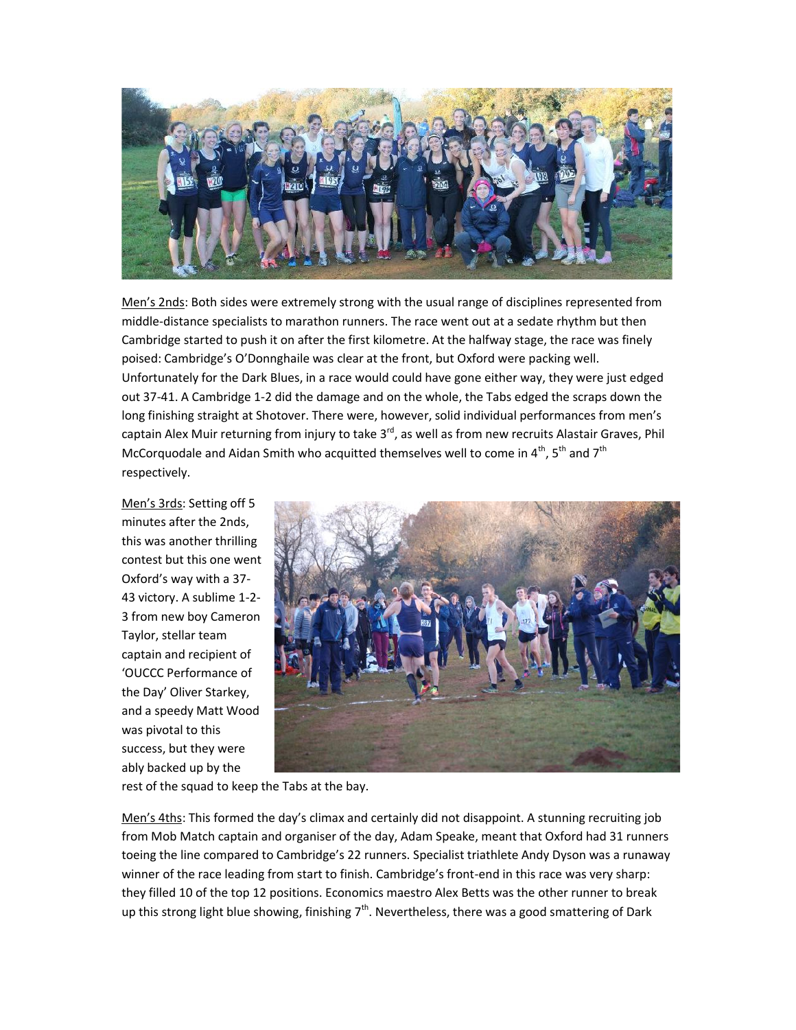Men's 2nds: Both sides were extremely strong with the usual range of disciplines represented from middle-distance specialists to marathon runners. The race went out at a sedate rhythm but then Cambridge started to push it on after the first kilometre. At the halfway stage, the race was finely poised: Cambridge's O'Donnghaile was clear at the front, but Oxford were packing well. Unfortunately for the Dark Blues, in a race would could have gone either way, they were just edged out 37-41. A Cambridge 1-2 did the damage and on the whole, the Tabs edged the scraps down the long finishing straight at Shotover. There were, however, solid individual performances from men's captain Alex Muir returning from injury to take 3rd, as well as from new recruits Alastair Graves, Phil McCorquodale and Aidan Smith who acquitted themselves well to come in 4th, 5th and 7th respectively.

Men's 3rds: Setting off 5 minutes after the 2nds, this was another thrilling contest but this one went Oxford's way with a 37-43 victory. A sublime 1-2-3 from new boy Cameron Taylor, stellar team captain and recipient of 'OUCCC Performance of the Day' Oliver Starkey, and a speedy Matt Wood was pivotal to this success, but they were ably backed up by the rest of the squad to keep the Tabs at the bay.

Men's 4ths: This formed the day's climax and certainly did not disappoint. A stunning recruiting job from Mob Match captain and organiser of the day, Adam Speake, meant that Oxford had 31 runners toeing the line compared to Cambridge's 22 runners. Specialist triathlete Andy Dyson was a runaway winner of the race leading from start to finish. Cambridge's front-end in this race was very sharp: they filled 10 of the top 12 positions. Economics maestro Alex Betts was the other runner to break up this strong light blue showing, finishing 7th. Nevertheless, there was a good smattering of Dark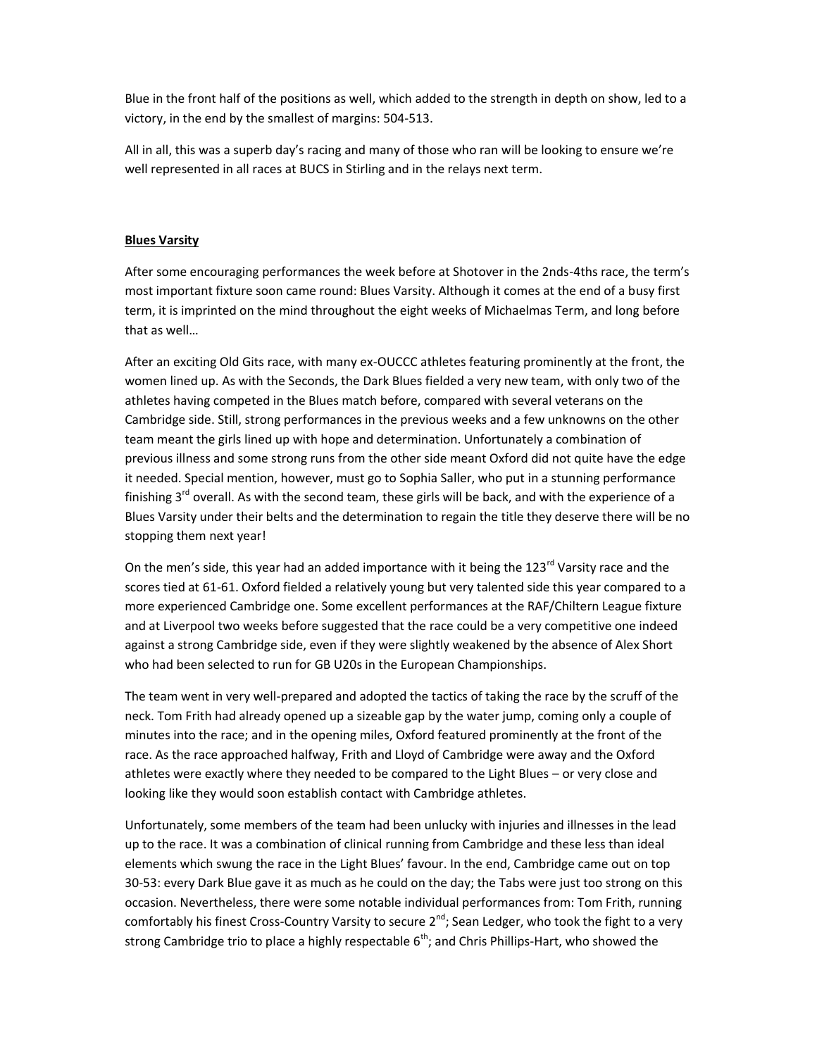Blue in the front half of the positions as well, which added to the strength in depth on show, led to a victory, in the end by the smallest of margins: 504-513.

All in all, this was a superb day's racing and many of those who ran will be looking to ensure we're well represented in all races at BUCS in Stirling and in the relays next term.

**Blues Varsity**

After some encouraging performances the week before at Shotover in the 2nds-4ths race, the term's most important fixture soon came round: Blues Varsity. Although it comes at the end of a busy first term, it is imprinted on the mind throughout the eight weeks of Michaelmas Term, and long before that as well…

After an exciting Old Gits race, with many ex-OUCCC athletes featuring prominently at the front, the women lined up. As with the Seconds, the Dark Blues fielded a very new team, with only two of the athletes having competed in the Blues match before, compared with several veterans on the Cambridge side. Still, strong performances in the previous weeks and a few unknowns on the other team meant the girls lined up with hope and determination. Unfortunately a combination of previous illness and some strong runs from the other side meant Oxford did not quite have the edge it needed. Special mention, however, must go to Sophia Saller, who put in a stunning performance finishing 3rd overall. As with the second team, these girls will be back, and with the experience of a Blues Varsity under their belts and the determination to regain the title they deserve there will be no stopping them next year!

On the men's side, this year had an added importance with it being the 123rd Varsity race and the scores tied at 61-61. Oxford fielded a relatively young but very talented side this year compared to a more experienced Cambridge one. Some excellent performances at the RAF/Chiltern League fixture and at Liverpool two weeks before suggested that the race could be a very competitive one indeed against a strong Cambridge side, even if they were slightly weakened by the absence of Alex Short who had been selected to run for GB U20s in the European Championships.

The team went in very well-prepared and adopted the tactics of taking the race by the scruff of the neck. Tom Frith had already opened up a sizeable gap by the water jump, coming only a couple of minutes into the race; and in the opening miles, Oxford featured prominently at the front of the race. As the race approached halfway, Frith and Lloyd of Cambridge were away and the Oxford athletes were exactly where they needed to be compared to the Light Blues – or very close and looking like they would soon establish contact with Cambridge athletes.

Unfortunately, some members of the team had been unlucky with injuries and illnesses in the lead up to the race. It was a combination of clinical running from Cambridge and these less than ideal elements which swung the race in the Light Blues' favour. In the end, Cambridge came out on top 30-53: every Dark Blue gave it as much as he could on the day; the Tabs were just too strong on this occasion. Nevertheless, there were some notable individual performances from: Tom Frith, running comfortably his finest Cross-Country Varsity to secure 2nd; Sean Ledger, who took the fight to a very strong Cambridge trio to place a highly respectable 6th; and Chris Phillips-Hart, who showed the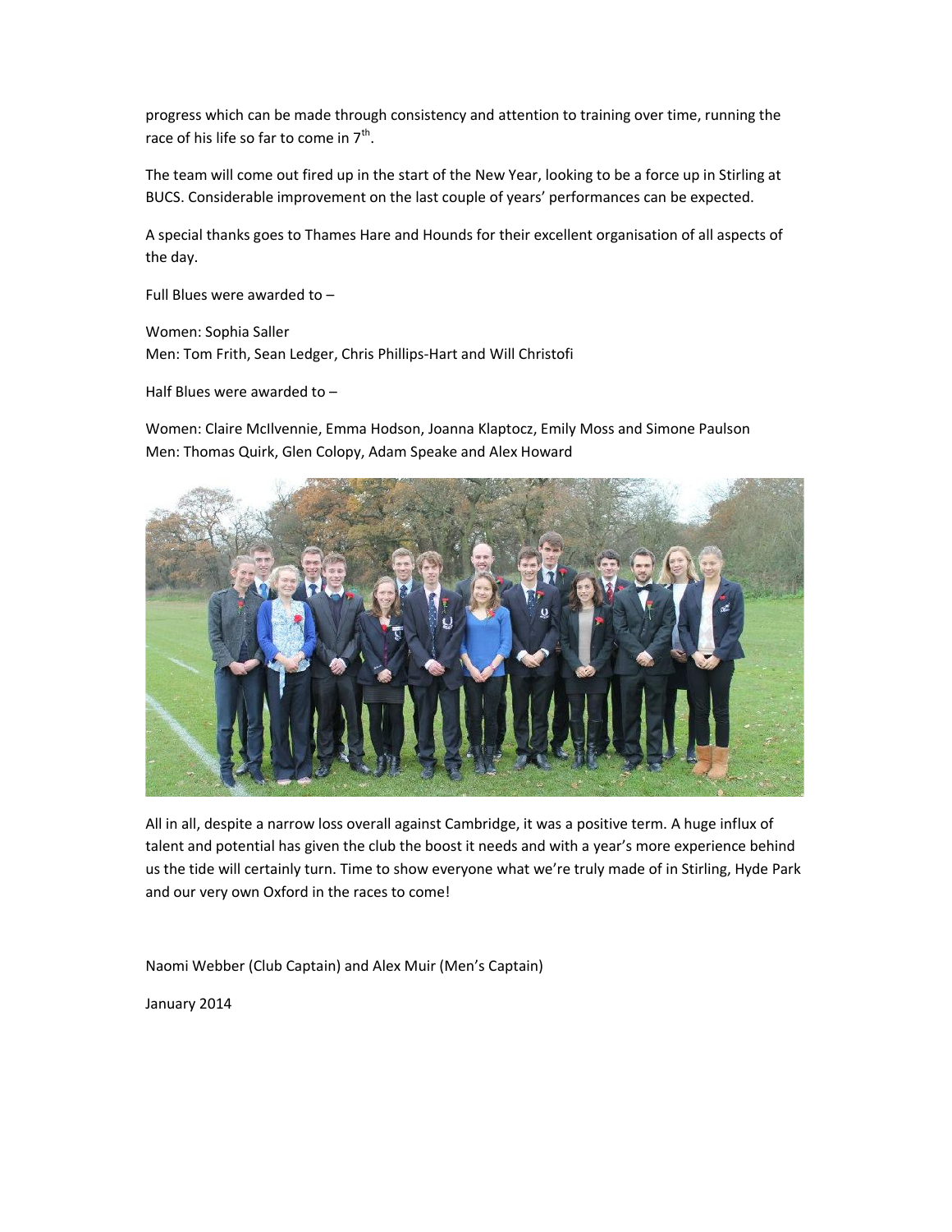progress which can be made through consistency and attention to training over time, running the race of his life so far to come in 7th.

The team will come out fired up in the start of the New Year, looking to be a force up in Stirling at BUCS. Considerable improvement on the last couple of years' performances can be expected.

A special thanks goes to Thames Hare and Hounds for their excellent organisation of all aspects of the day.

Full Blues were awarded to –

Women: Sophia Saller
Men: Tom Frith, Sean Ledger, Chris Phillips-Hart and Will Christofi

Half Blues were awarded to –

Women: Claire McIlvennie, Emma Hodson, Joanna Klaptocz, Emily Moss and Simone Paulson
Men: Thomas Quirk, Glen Colopy, Adam Speake and Alex Howard

All in all, despite a narrow loss overall against Cambridge, it was a positive term. A huge influx of talent and potential has given the club the boost it needs and with a year's more experience behind us the tide will certainly turn. Time to show everyone what we're truly made of in Stirling, Hyde Park and our very own Oxford in the races to come!

Naomi Webber (Club Captain) and Alex Muir (Men's Captain)

January 2014